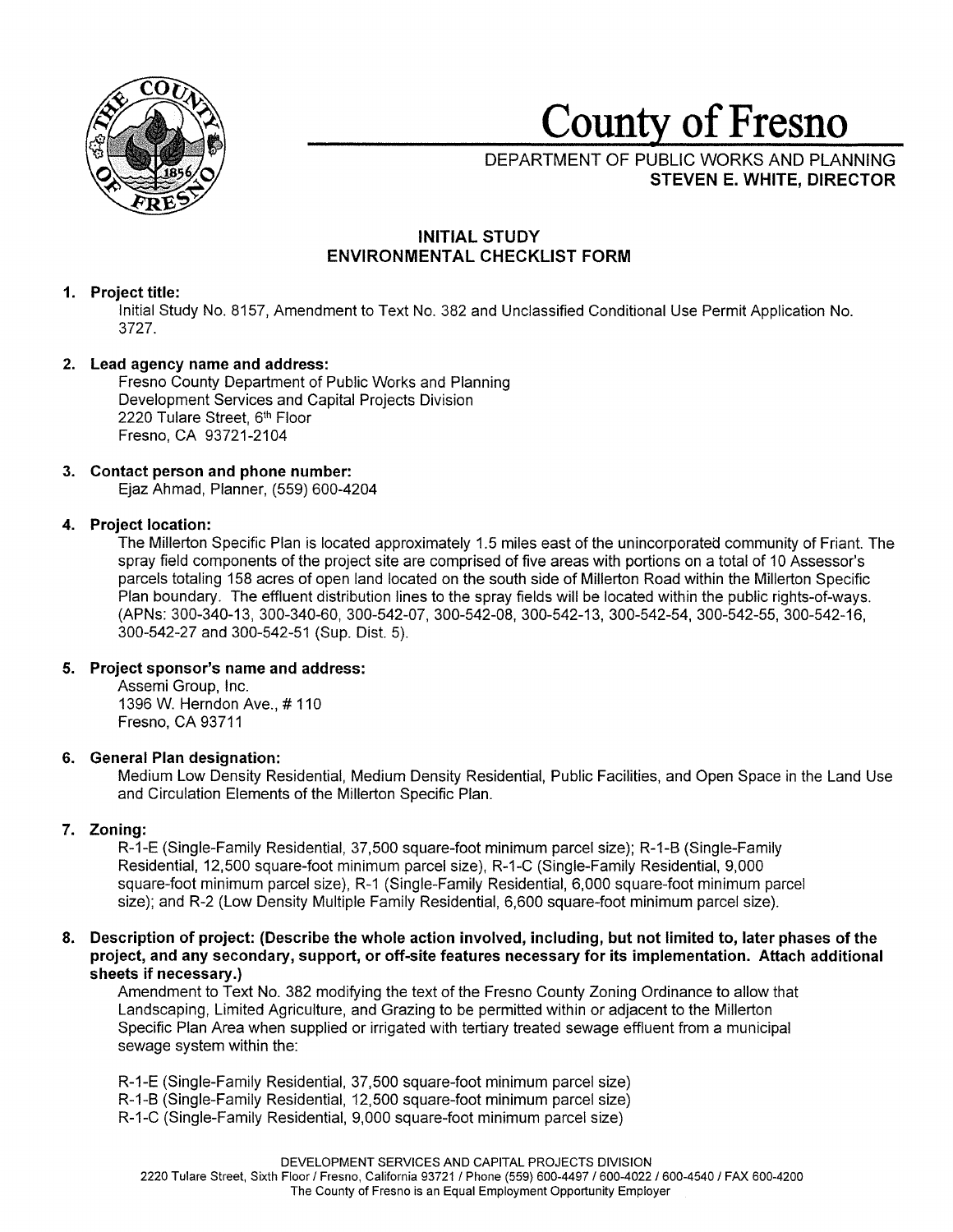# County of Fresno

DEPARTMENT OF PUBLIC WORKS AND PLANNING
**STEVEN E. WHITE, DIRECTOR**

## INITIAL STUDY
## ENVIRONMENTAL CHECKLIST FORM

**1. Project title:**

Initial Study No. 8157, Amendment to Text No. 382 and Unclassified Conditional Use Permit Application No. 3727.

**2. Lead agency name and address:**

Fresno County Department of Public Works and Planning
Development Services and Capital Projects Division
2220 Tulare Street, 6th Floor
Fresno, CA 93721-2104

**3. Contact person and phone number:**

Ejaz Ahmad, Planner, (559) 600-4204

**4. Project location:**

The Millerton Specific Plan is located approximately 1.5 miles east of the unincorporated community of Friant. The spray field components of the project site are comprised of five areas with portions on a total of 10 Assessor's parcels totaling 158 acres of open land located on the south side of Millerton Road within the Millerton Specific Plan boundary. The effluent distribution lines to the spray fields will be located within the public rights-of-ways. (APNs: 300-340-13, 300-340-60, 300-542-07, 300-542-08, 300-542-13, 300-542-54, 300-542-55, 300-542-16, 300-542-27 and 300-542-51 (Sup. Dist. 5).

**5. Project sponsor's name and address:**

Assemi Group, Inc.
1396 W. Herndon Ave., # 110
Fresno, CA 93711

**6. General Plan designation:**

Medium Low Density Residential, Medium Density Residential, Public Facilities, and Open Space in the Land Use and Circulation Elements of the Millerton Specific Plan.

**7. Zoning:**

R-1-E (Single-Family Residential, 37,500 square-foot minimum parcel size); R-1-B (Single-Family Residential, 12,500 square-foot minimum parcel size), R-1-C (Single-Family Residential, 9,000 square-foot minimum parcel size), R-1 (Single-Family Residential, 6,000 square-foot minimum parcel size); and R-2 (Low Density Multiple Family Residential, 6,600 square-foot minimum parcel size).

**8. Description of project: (Describe the whole action involved, including, but not limited to, later phases of the project, and any secondary, support, or off-site features necessary for its implementation. Attach additional sheets if necessary.)**

Amendment to Text No. 382 modifying the text of the Fresno County Zoning Ordinance to allow that Landscaping, Limited Agriculture, and Grazing to be permitted within or adjacent to the Millerton Specific Plan Area when supplied or irrigated with tertiary treated sewage effluent from a municipal sewage system within the:

R-1-E (Single-Family Residential, 37,500 square-foot minimum parcel size)
R-1-B (Single-Family Residential, 12,500 square-foot minimum parcel size)
R-1-C (Single-Family Residential, 9,000 square-foot minimum parcel size)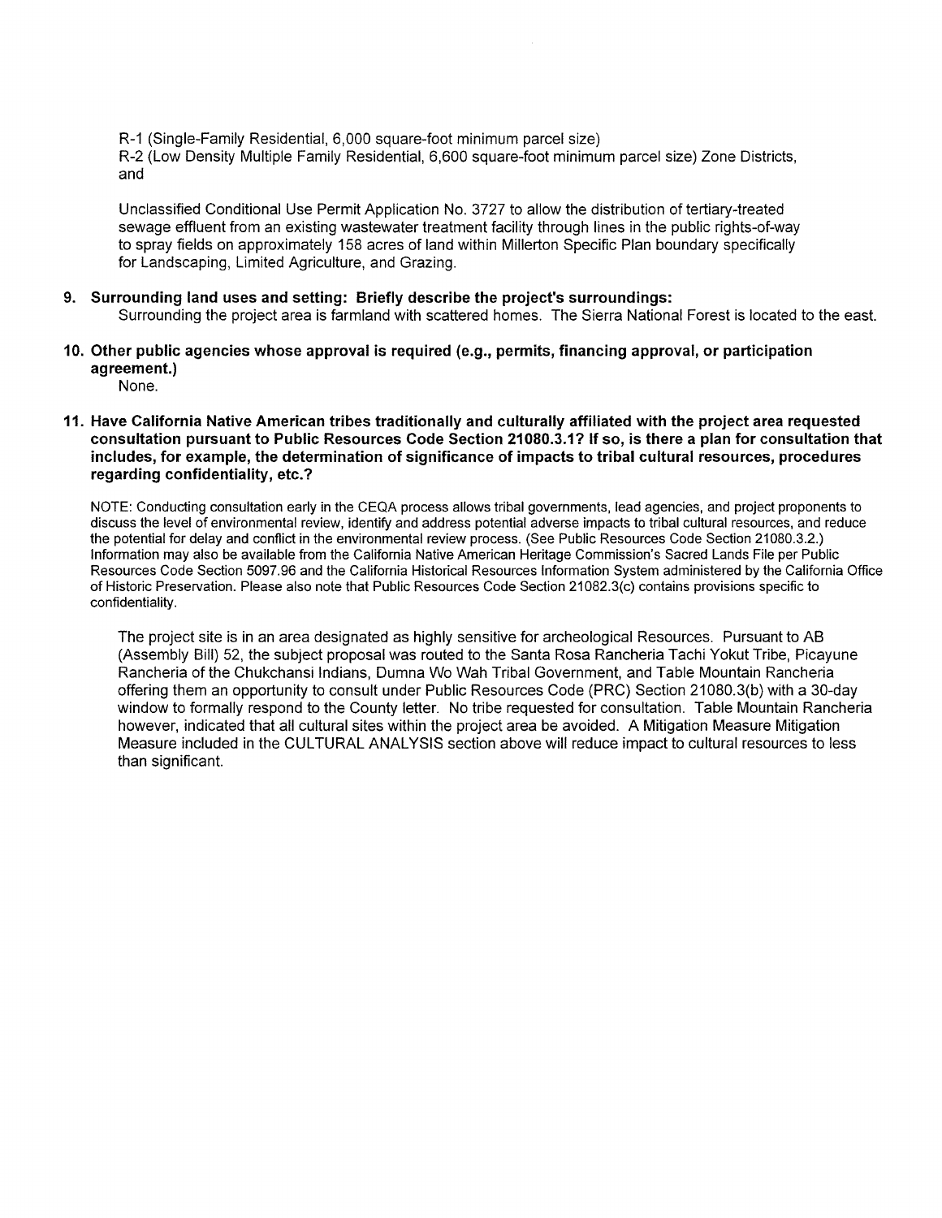R-1 (Single-Family Residential, 6,000 square-foot minimum parcel size)
R-2 (Low Density Multiple Family Residential, 6,600 square-foot minimum parcel size) Zone Districts, and

Unclassified Conditional Use Permit Application No. 3727 to allow the distribution of tertiary-treated sewage effluent from an existing wastewater treatment facility through lines in the public rights-of-way to spray fields on approximately 158 acres of land within Millerton Specific Plan boundary specifically for Landscaping, Limited Agriculture, and Grazing.

**9. Surrounding land uses and setting: Briefly describe the project's surroundings:**

Surrounding the project area is farmland with scattered homes. The Sierra National Forest is located to the east.

**10. Other public agencies whose approval is required (e.g., permits, financing approval, or participation agreement.)**

None.

**11. Have California Native American tribes traditionally and culturally affiliated with the project area requested consultation pursuant to Public Resources Code Section 21080.3.1? If so, is there a plan for consultation that includes, for example, the determination of significance of impacts to tribal cultural resources, procedures regarding confidentiality, etc.?**

NOTE: Conducting consultation early in the CEQA process allows tribal governments, lead agencies, and project proponents to discuss the level of environmental review, identify and address potential adverse impacts to tribal cultural resources, and reduce the potential for delay and conflict in the environmental review process. (See Public Resources Code Section 21080.3.2.) Information may also be available from the California Native American Heritage Commission's Sacred Lands File per Public Resources Code Section 5097.96 and the California Historical Resources Information System administered by the California Office of Historic Preservation. Please also note that Public Resources Code Section 21082.3(c) contains provisions specific to confidentiality.

The project site is in an area designated as highly sensitive for archeological Resources. Pursuant to AB (Assembly Bill) 52, the subject proposal was routed to the Santa Rosa Rancheria Tachi Yokut Tribe, Picayune Rancheria of the Chukchansi Indians, Dumna Wo Wah Tribal Government, and Table Mountain Rancheria offering them an opportunity to consult under Public Resources Code (PRC) Section 21080.3(b) with a 30-day window to formally respond to the County letter. No tribe requested for consultation. Table Mountain Rancheria however, indicated that all cultural sites within the project area be avoided. A Mitigation Measure Mitigation Measure included in the CULTURAL ANALYSIS section above will reduce impact to cultural resources to less than significant.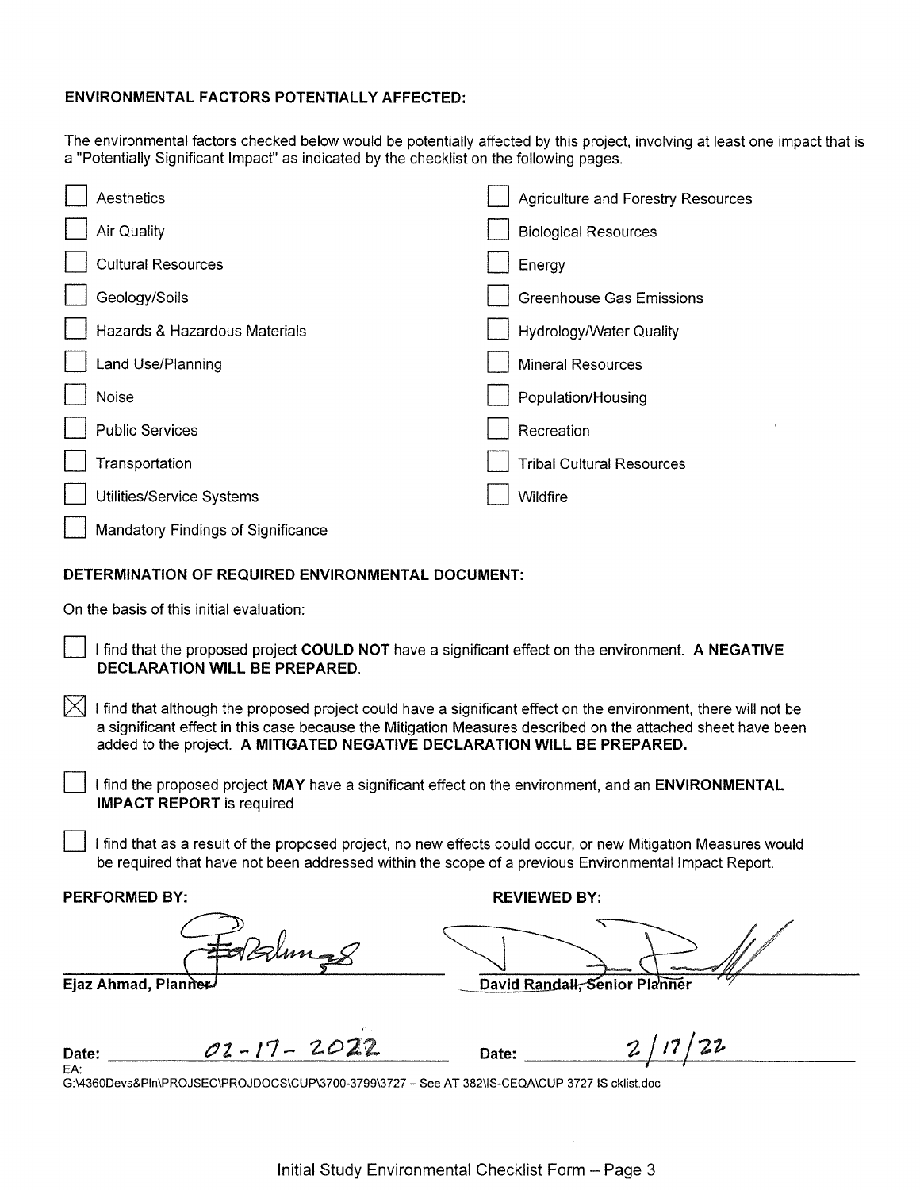**ENVIRONMENTAL FACTORS POTENTIALLY AFFECTED:**

The environmental factors checked below would be potentially affected by this project, involving at least one impact that is a "Potentially Significant Impact" as indicated by the checklist on the following pages.

- ☐ Aesthetics
- ☐ Agriculture and Forestry Resources
- ☐ Air Quality
- ☐ Biological Resources
- ☐ Cultural Resources
- ☐ Energy
- ☐ Geology/Soils
- ☐ Greenhouse Gas Emissions
- ☐ Hazards & Hazardous Materials
- ☐ Hydrology/Water Quality
- ☐ Land Use/Planning
- ☐ Mineral Resources
- ☐ Noise
- ☐ Population/Housing
- ☐ Public Services
- ☐ Recreation
- ☐ Transportation
- ☐ Tribal Cultural Resources
- ☐ Utilities/Service Systems
- ☐ Wildfire
- ☐ Mandatory Findings of Significance

**DETERMINATION OF REQUIRED ENVIRONMENTAL DOCUMENT:**

On the basis of this initial evaluation:

☐ I find that the proposed project **COULD NOT** have a significant effect on the environment. **A NEGATIVE DECLARATION WILL BE PREPARED.**

☒ I find that although the proposed project could have a significant effect on the environment, there will not be a significant effect in this case because the Mitigation Measures described on the attached sheet have been added to the project. **A MITIGATED NEGATIVE DECLARATION WILL BE PREPARED.**

☐ I find the proposed project **MAY** have a significant effect on the environment, and an **ENVIRONMENTAL IMPACT REPORT** is required

☐ I find that as a result of the proposed project, no new effects could occur, or new Mitigation Measures would be required that have not been addressed within the scope of a previous Environmental Impact Report.

| **PERFORMED BY:** | **REVIEWED BY:** |
|---|---|
| [signature] | [signature] |
| **Ejaz Ahmad, Planner** | **David Randall, Senior Planner** |
| Date: 02-17-2022 | Date: 2/17/22 |

EA:
G:\4360Devs&Pln\PROJSEC\PROJDOCS\CUP\3700-3799\3727 – See AT 382\IS-CEQA\CUP 3727 IS cklist.doc

Initial Study Environmental Checklist Form – Page 3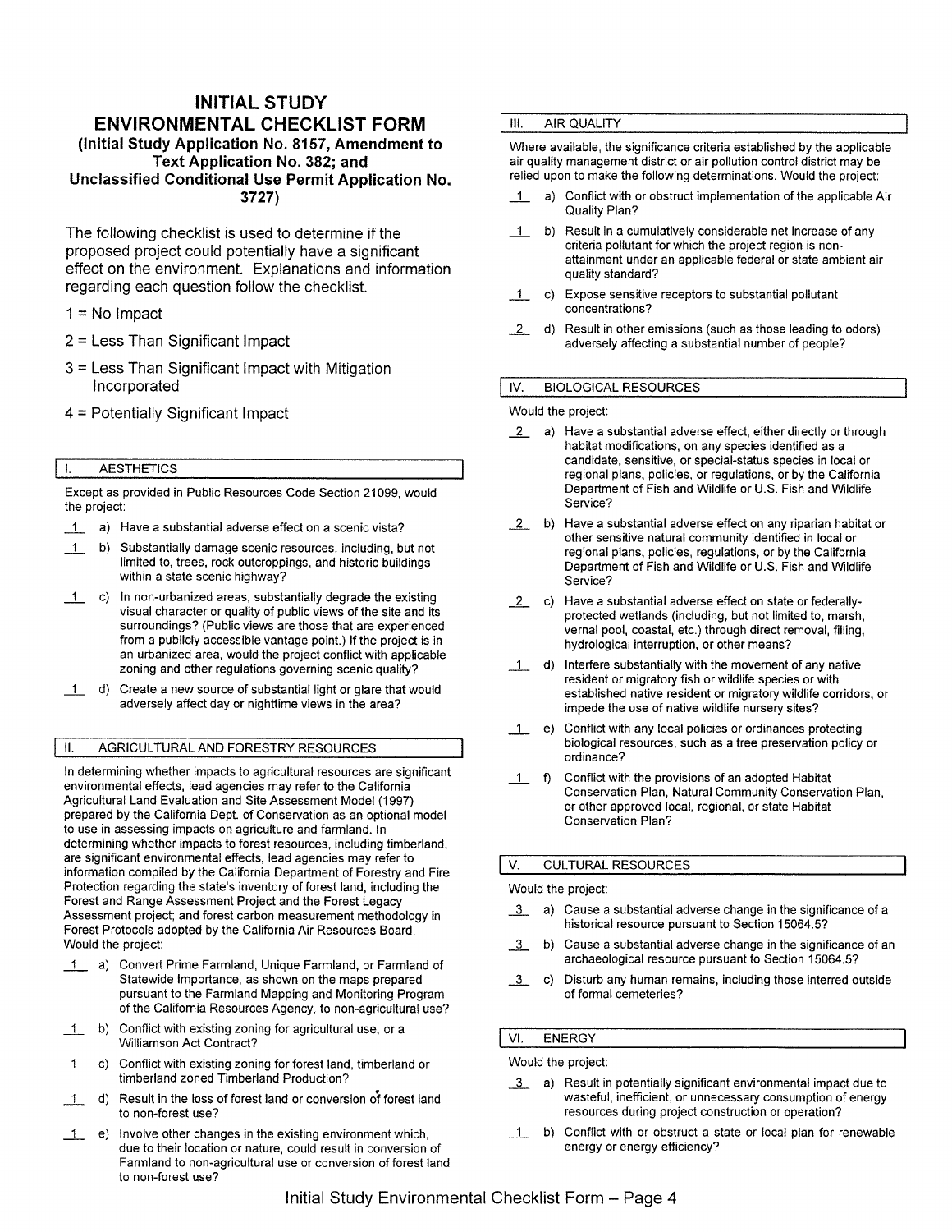# INITIAL STUDY ENVIRONMENTAL CHECKLIST FORM

**(Initial Study Application No. 8157, Amendment to Text Application No. 382; and Unclassified Conditional Use Permit Application No. 3727)**

The following checklist is used to determine if the proposed project could potentially have a significant effect on the environment. Explanations and information regarding each question follow the checklist.

1 = No Impact

2 = Less Than Significant Impact

3 = Less Than Significant Impact with Mitigation Incorporated

4 = Potentially Significant Impact

## I. AESTHETICS

Except as provided in Public Resources Code Section 21099, would the project:

- 1 a) Have a substantial adverse effect on a scenic vista?
- 1 b) Substantially damage scenic resources, including, but not limited to, trees, rock outcroppings, and historic buildings within a state scenic highway?
- 1 c) In non-urbanized areas, substantially degrade the existing visual character or quality of public views of the site and its surroundings? (Public views are those that are experienced from a publicly accessible vantage point.) If the project is in an urbanized area, would the project conflict with applicable zoning and other regulations governing scenic quality?
- 1 d) Create a new source of substantial light or glare that would adversely affect day or nighttime views in the area?

## II. AGRICULTURAL AND FORESTRY RESOURCES

In determining whether impacts to agricultural resources are significant environmental effects, lead agencies may refer to the California Agricultural Land Evaluation and Site Assessment Model (1997) prepared by the California Dept. of Conservation as an optional model to use in assessing impacts on agriculture and farmland. In determining whether impacts to forest resources, including timberland, are significant environmental effects, lead agencies may refer to information compiled by the California Department of Forestry and Fire Protection regarding the state's inventory of forest land, including the Forest and Range Assessment Project and the Forest Legacy Assessment project; and forest carbon measurement methodology in Forest Protocols adopted by the California Air Resources Board. Would the project:

- 1 a) Convert Prime Farmland, Unique Farmland, or Farmland of Statewide Importance, as shown on the maps prepared pursuant to the Farmland Mapping and Monitoring Program of the California Resources Agency, to non-agricultural use?
- 1 b) Conflict with existing zoning for agricultural use, or a Williamson Act Contract?
- 1 c) Conflict with existing zoning for forest land, timberland or timberland zoned Timberland Production?
- 1 d) Result in the loss of forest land or conversion of forest land to non-forest use?
- 1 e) Involve other changes in the existing environment which, due to their location or nature, could result in conversion of Farmland to non-agricultural use or conversion of forest land to non-forest use?

## III. AIR QUALITY

Where available, the significance criteria established by the applicable air quality management district or air pollution control district may be relied upon to make the following determinations. Would the project:

- 1 a) Conflict with or obstruct implementation of the applicable Air Quality Plan?
- 1 b) Result in a cumulatively considerable net increase of any criteria pollutant for which the project region is non-attainment under an applicable federal or state ambient air quality standard?
- 1 c) Expose sensitive receptors to substantial pollutant concentrations?
- 2 d) Result in other emissions (such as those leading to odors) adversely affecting a substantial number of people?

## IV. BIOLOGICAL RESOURCES

Would the project:

- 2 a) Have a substantial adverse effect, either directly or through habitat modifications, on any species identified as a candidate, sensitive, or special-status species in local or regional plans, policies, or regulations, or by the California Department of Fish and Wildlife or U.S. Fish and Wildlife Service?
- 2 b) Have a substantial adverse effect on any riparian habitat or other sensitive natural community identified in local or regional plans, policies, regulations, or by the California Department of Fish and Wildlife or U.S. Fish and Wildlife Service?
- 2 c) Have a substantial adverse effect on state or federally-protected wetlands (including, but not limited to, marsh, vernal pool, coastal, etc.) through direct removal, filling, hydrological interruption, or other means?
- 1 d) Interfere substantially with the movement of any native resident or migratory fish or wildlife species or with established native resident or migratory wildlife corridors, or impede the use of native wildlife nursery sites?
- 1 e) Conflict with any local policies or ordinances protecting biological resources, such as a tree preservation policy or ordinance?
- 1 f) Conflict with the provisions of an adopted Habitat Conservation Plan, Natural Community Conservation Plan, or other approved local, regional, or state Habitat Conservation Plan?

## V. CULTURAL RESOURCES

Would the project:

- 3 a) Cause a substantial adverse change in the significance of a historical resource pursuant to Section 15064.5?
- 3 b) Cause a substantial adverse change in the significance of an archaeological resource pursuant to Section 15064.5?
- 3 c) Disturb any human remains, including those interred outside of formal cemeteries?

## VI. ENERGY

Would the project:

- 3 a) Result in potentially significant environmental impact due to wasteful, inefficient, or unnecessary consumption of energy resources during project construction or operation?
- 1 b) Conflict with or obstruct a state or local plan for renewable energy or energy efficiency?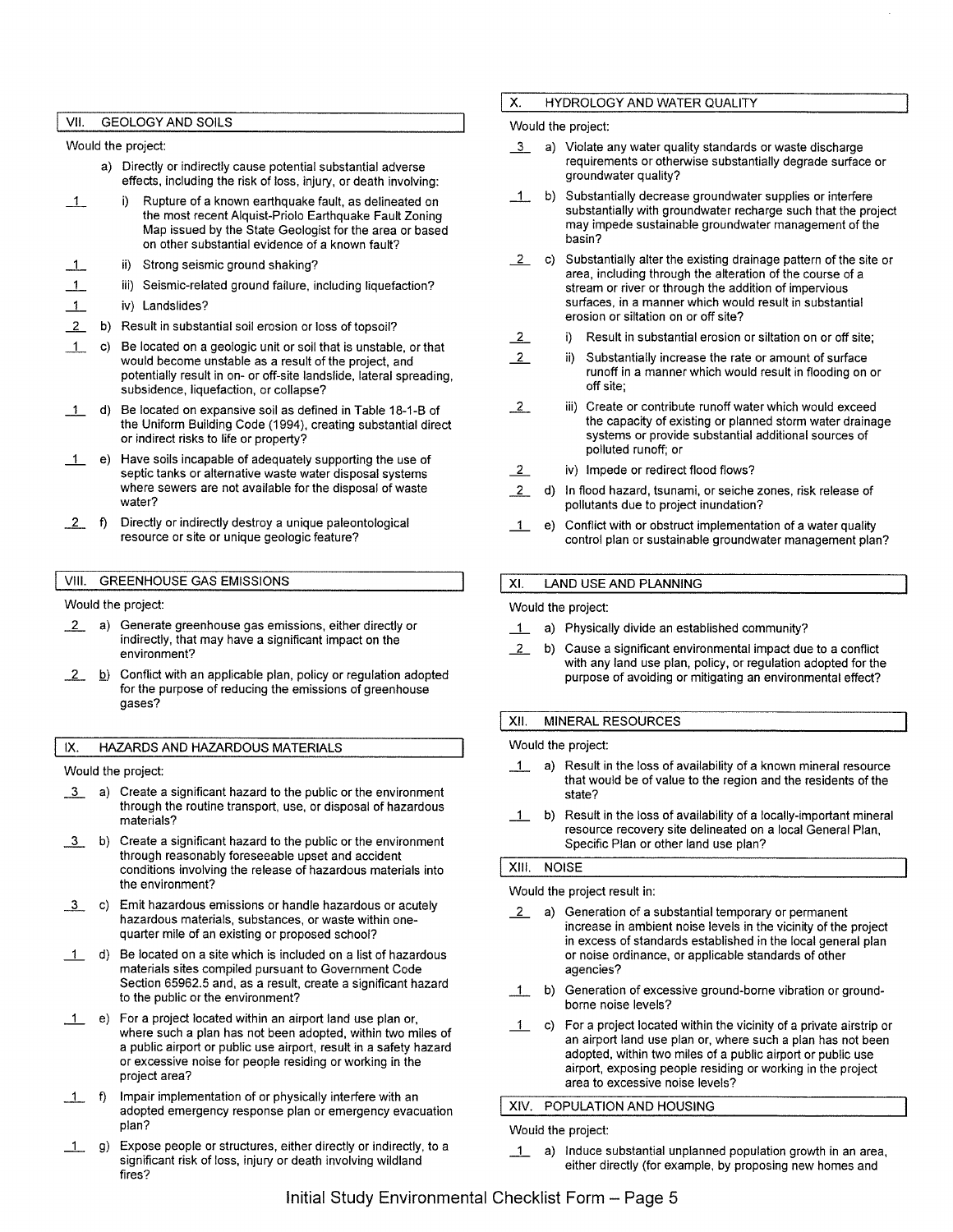## VII. GEOLOGY AND SOILS

Would the project:

a) Directly or indirectly cause potential substantial adverse effects, including the risk of loss, injury, or death involving:

__1__ i) Rupture of a known earthquake fault, as delineated on the most recent Alquist-Priolo Earthquake Fault Zoning Map issued by the State Geologist for the area or based on other substantial evidence of a known fault?

__1__ ii) Strong seismic ground shaking?

__1__ iii) Seismic-related ground failure, including liquefaction?

__1__ iv) Landslides?

__2__ b) Result in substantial soil erosion or loss of topsoil?

__1__ c) Be located on a geologic unit or soil that is unstable, or that would become unstable as a result of the project, and potentially result in on- or off-site landslide, lateral spreading, subsidence, liquefaction, or collapse?

__1__ d) Be located on expansive soil as defined in Table 18-1-B of the Uniform Building Code (1994), creating substantial direct or indirect risks to life or property?

__1__ e) Have soils incapable of adequately supporting the use of septic tanks or alternative waste water disposal systems where sewers are not available for the disposal of waste water?

__2__ f) Directly or indirectly destroy a unique paleontological resource or site or unique geologic feature?

## VIII. GREENHOUSE GAS EMISSIONS

Would the project:

__2__ a) Generate greenhouse gas emissions, either directly or indirectly, that may have a significant impact on the environment?

__2__ b) Conflict with an applicable plan, policy or regulation adopted for the purpose of reducing the emissions of greenhouse gases?

## IX. HAZARDS AND HAZARDOUS MATERIALS

Would the project:

__3__ a) Create a significant hazard to the public or the environment through the routine transport, use, or disposal of hazardous materials?

__3__ b) Create a significant hazard to the public or the environment through reasonably foreseeable upset and accident conditions involving the release of hazardous materials into the environment?

__3__ c) Emit hazardous emissions or handle hazardous or acutely hazardous materials, substances, or waste within one-quarter mile of an existing or proposed school?

__1__ d) Be located on a site which is included on a list of hazardous materials sites compiled pursuant to Government Code Section 65962.5 and, as a result, create a significant hazard to the public or the environment?

__1__ e) For a project located within an airport land use plan or, where such a plan has not been adopted, within two miles of a public airport or public use airport, result in a safety hazard or excessive noise for people residing or working in the project area?

__1__ f) Impair implementation of or physically interfere with an adopted emergency response plan or emergency evacuation plan?

__1__ g) Expose people or structures, either directly or indirectly, to a significant risk of loss, injury or death involving wildland fires?

## X. HYDROLOGY AND WATER QUALITY

Would the project:

__3__ a) Violate any water quality standards or waste discharge requirements or otherwise substantially degrade surface or groundwater quality?

__1__ b) Substantially decrease groundwater supplies or interfere substantially with groundwater recharge such that the project may impede sustainable groundwater management of the basin?

__2__ c) Substantially alter the existing drainage pattern of the site or area, including through the alteration of the course of a stream or river or through the addition of impervious surfaces, in a manner which would result in substantial erosion or siltation on or off site?

__2__ i) Result in substantial erosion or siltation on or off site;

__2__ ii) Substantially increase the rate or amount of surface runoff in a manner which would result in flooding on or off site;

__2__ iii) Create or contribute runoff water which would exceed the capacity of existing or planned storm water drainage systems or provide substantial additional sources of polluted runoff; or

__2__ iv) Impede or redirect flood flows?

__2__ d) In flood hazard, tsunami, or seiche zones, risk release of pollutants due to project inundation?

__1__ e) Conflict with or obstruct implementation of a water quality control plan or sustainable groundwater management plan?

## XI. LAND USE AND PLANNING

Would the project:

__1__ a) Physically divide an established community?

__2__ b) Cause a significant environmental impact due to a conflict with any land use plan, policy, or regulation adopted for the purpose of avoiding or mitigating an environmental effect?

## XII. MINERAL RESOURCES

Would the project:

__1__ a) Result in the loss of availability of a known mineral resource that would be of value to the region and the residents of the state?

__1__ b) Result in the loss of availability of a locally-important mineral resource recovery site delineated on a local General Plan, Specific Plan or other land use plan?

## XIII. NOISE

Would the project result in:

__2__ a) Generation of a substantial temporary or permanent increase in ambient noise levels in the vicinity of the project in excess of standards established in the local general plan or noise ordinance, or applicable standards of other agencies?

__1__ b) Generation of excessive ground-borne vibration or ground-borne noise levels?

__1__ c) For a project located within the vicinity of a private airstrip or an airport land use plan or, where such a plan has not been adopted, within two miles of a public airport or public use airport, exposing people residing or working in the project area to excessive noise levels?

## XIV. POPULATION AND HOUSING

Would the project:

__1__ a) Induce substantial unplanned population growth in an area, either directly (for example, by proposing new homes and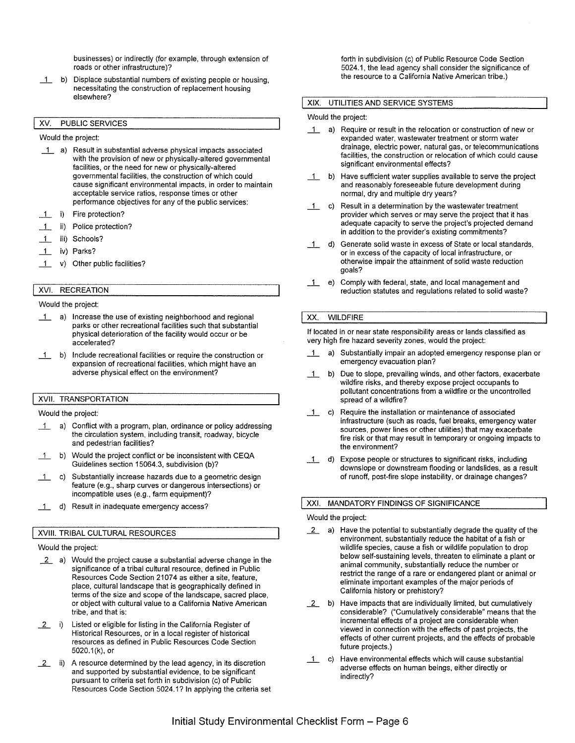businesses) or indirectly (for example, through extension of roads or other infrastructure)?

_1_ b) Displace substantial numbers of existing people or housing, necessitating the construction of replacement housing elsewhere?

## XV. PUBLIC SERVICES

Would the project:

_1_ a) Result in substantial adverse physical impacts associated with the provision of new or physically-altered governmental facilities, or the need for new or physically-altered governmental facilities, the construction of which could cause significant environmental impacts, in order to maintain acceptable service ratios, response times or other performance objectives for any of the public services:

_1_ i) Fire protection?

_1_ ii) Police protection?

_1_ iii) Schools?

_1_ iv) Parks?

_1_ v) Other public facilities?

## XVI. RECREATION

Would the project:

_1_ a) Increase the use of existing neighborhood and regional parks or other recreational facilities such that substantial physical deterioration of the facility would occur or be accelerated?

_1_ b) Include recreational facilities or require the construction or expansion of recreational facilities, which might have an adverse physical effect on the environment?

## XVII. TRANSPORTATION

Would the project:

_1_ a) Conflict with a program, plan, ordinance or policy addressing the circulation system, including transit, roadway, bicycle and pedestrian facilities?

_1_ b) Would the project conflict or be inconsistent with CEQA Guidelines section 15064.3, subdivision (b)?

_1_ c) Substantially increase hazards due to a geometric design feature (e.g., sharp curves or dangerous intersections) or incompatible uses (e.g., farm equipment)?

_1_ d) Result in inadequate emergency access?

## XVIII. TRIBAL CULTURAL RESOURCES

Would the project:

_2_ a) Would the project cause a substantial adverse change in the significance of a tribal cultural resource, defined in Public Resources Code Section 21074 as either a site, feature, place, cultural landscape that is geographically defined in terms of the size and scope of the landscape, sacred place, or object with cultural value to a California Native American tribe, and that is:

_2_ i) Listed or eligible for listing in the California Register of Historical Resources, or in a local register of historical resources as defined in Public Resources Code Section 5020.1(k), or

_2_ ii) A resource determined by the lead agency, in its discretion and supported by substantial evidence, to be significant pursuant to criteria set forth in subdivision (c) of Public Resources Code Section 5024.1? In applying the criteria set forth in subdivision (c) of Public Resource Code Section 5024.1, the lead agency shall consider the significance of the resource to a California Native American tribe.)

## XIX. UTILITIES AND SERVICE SYSTEMS

Would the project:

_1_ a) Require or result in the relocation or construction of new or expanded water, wastewater treatment or storm water drainage, electric power, natural gas, or telecommunications facilities, the construction or relocation of which could cause significant environmental effects?

_1_ b) Have sufficient water supplies available to serve the project and reasonably foreseeable future development during normal, dry and multiple dry years?

_1_ c) Result in a determination by the wastewater treatment provider which serves or may serve the project that it has adequate capacity to serve the project's projected demand in addition to the provider's existing commitments?

_1_ d) Generate solid waste in excess of State or local standards, or in excess of the capacity of local infrastructure, or otherwise impair the attainment of solid waste reduction goals?

_1_ e) Comply with federal, state, and local management and reduction statutes and regulations related to solid waste?

## XX. WILDFIRE

If located in or near state responsibility areas or lands classified as very high fire hazard severity zones, would the project:

_1_ a) Substantially impair an adopted emergency response plan or emergency evacuation plan?

_1_ b) Due to slope, prevailing winds, and other factors, exacerbate wildfire risks, and thereby expose project occupants to pollutant concentrations from a wildfire or the uncontrolled spread of a wildfire?

_1_ c) Require the installation or maintenance of associated infrastructure (such as roads, fuel breaks, emergency water sources, power lines or other utilities) that may exacerbate fire risk or that may result in temporary or ongoing impacts to the environment?

_1_ d) Expose people or structures to significant risks, including downslope or downstream flooding or landslides, as a result of runoff, post-fire slope instability, or drainage changes?

## XXI. MANDATORY FINDINGS OF SIGNIFICANCE

Would the project:

_2_ a) Have the potential to substantially degrade the quality of the environment, substantially reduce the habitat of a fish or wildlife species, cause a fish or wildlife population to drop below self-sustaining levels, threaten to eliminate a plant or animal community, substantially reduce the number or restrict the range of a rare or endangered plant or animal or eliminate important examples of the major periods of California history or prehistory?

_2_ b) Have impacts that are individually limited, but cumulatively considerable? ("Cumulatively considerable" means that the incremental effects of a project are considerable when viewed in connection with the effects of past projects, the effects of other current projects, and the effects of probable future projects.)

_1_ c) Have environmental effects which will cause substantial adverse effects on human beings, either directly or indirectly?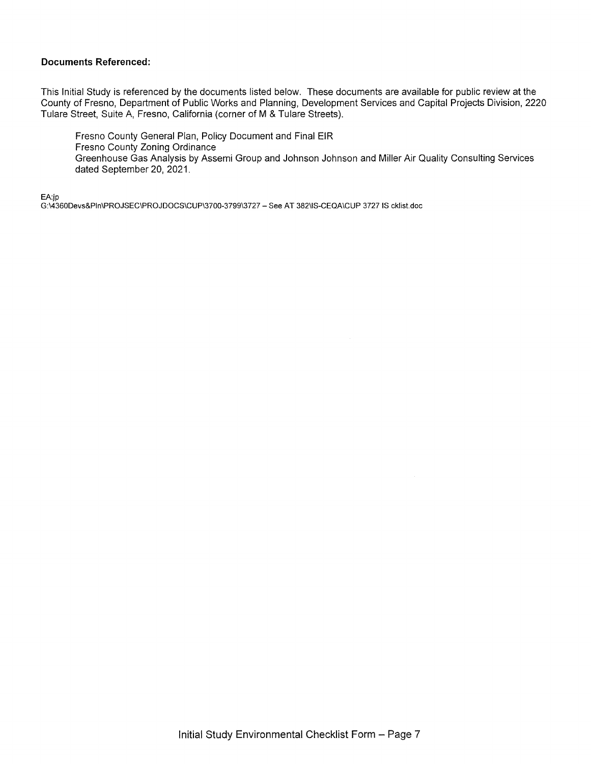**Documents Referenced:**

This Initial Study is referenced by the documents listed below. These documents are available for public review at the County of Fresno, Department of Public Works and Planning, Development Services and Capital Projects Division, 2220 Tulare Street, Suite A, Fresno, California (corner of M & Tulare Streets).

Fresno County General Plan, Policy Document and Final EIR
Fresno County Zoning Ordinance
Greenhouse Gas Analysis by Assemi Group and Johnson Johnson and Miller Air Quality Consulting Services dated September 20, 2021.

EA:jp
G:\4360Devs&Pln\PROJSEC\PROJDOCS\CUP\3700-3799\3727 – See AT 382\IS-CEQA\CUP 3727 IS cklist.doc